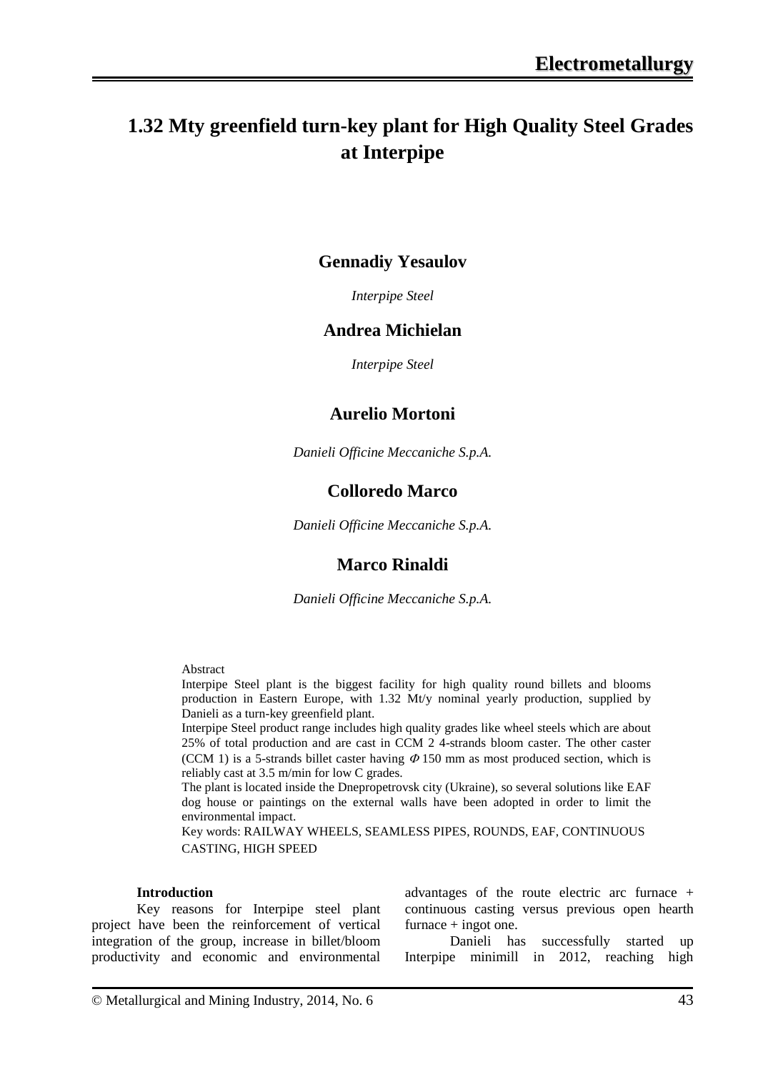# 1.32 Mty greenfield turn-key plant for High Quality Steel Grades at Interpipe

**Gennadiy Yesaulov**

*Interpipe Steel*

**Andrea Michielan**

*Interpipe Steel*

**Aurelio Mortoni**

*Danieli Officine Meccaniche S.p.A.*

**Colloredo Marco**

*Danieli Officine Meccaniche S.p.A.*

**Marco Rinaldi**

*Danieli Officine Meccaniche S.p.A.*

Abstract

Interpipe Steel plant is the biggest facility for high quality round billets and blooms production in Eastern Europe, with 1.32 Mt/y nominal yearly production, supplied by Danieli as a turn-key greenfield plant.

Interpipe Steel product range includes high quality grades like wheel steels which are about 25% of total production and are cast in CCM 2 4-strands bloom caster. The other caster (CCM 1) is a 5-strands billet caster having $\Phi$ 150 mm as most produced section, which is reliably cast at 3.5 m/min for low C grades.

The plant is located inside the Dnepropetrovsk city (Ukraine), so several solutions like EAF dog house or paintings on the external walls have been adopted in order to limit the environmental impact.

Key words: RAILWAY WHEELS, SEAMLESS PIPES, ROUNDS, EAF, CONTINUOUS CASTING, HIGH SPEED

## Introduction

Key reasons for Interpipe steel plant project have been the reinforcement of vertical integration of the group, increase in billet/bloom productivity and economic and environmental advantages of the route electric arc furnace + continuous casting versus previous open hearth furnace + ingot one.

Danieli has successfully started up Interpipe minimill in 2012, reaching high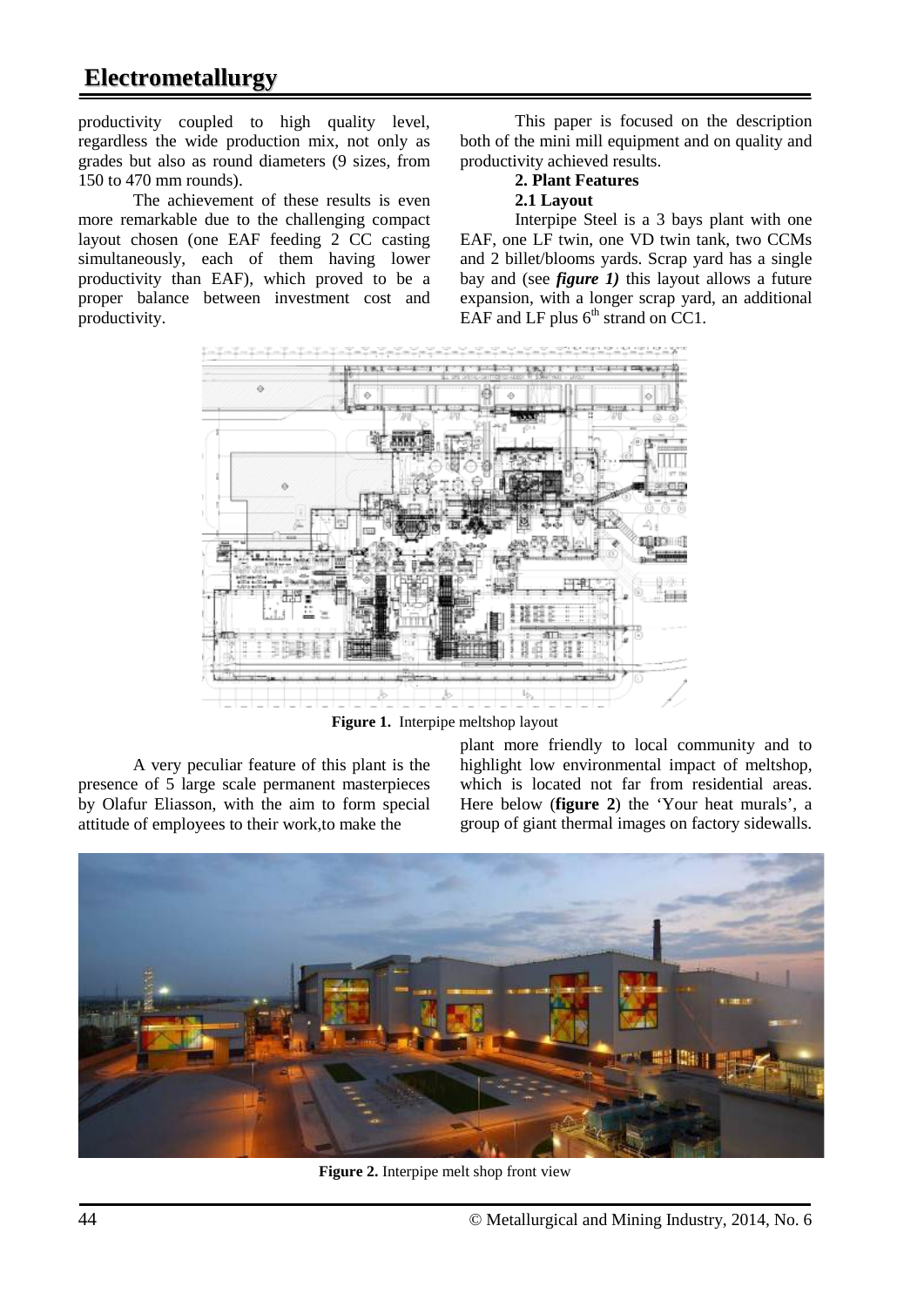productivity coupled to high quality level, regardless the wide production mix, not only as grades but also as round diameters (9 sizes, from 150 to 470 mm rounds).

The achievement of these results is even more remarkable due to the challenging compact layout chosen (one EAF feeding 2 CC casting simultaneously, each of them having lower productivity than EAF), which proved to be a proper balance between investment cost and productivity.

This paper is focused on the description both of the mini mill equipment and on quality and productivity achieved results.

## 2. Plant Features

### 2.1 Layout

Interpipe Steel is a 3 bays plant with one EAF, one LF twin, one VD twin tank, two CCMs and 2 billet/blooms yards. Scrap yard has a single bay and (see ***figure 1)*** this layout allows a future expansion, with a longer scrap yard, an additional EAF and LF plus $6^{th}$ strand on CC1.

**Figure 1.** Interpipe meltshop layout

A very peculiar feature of this plant is the presence of 5 large scale permanent masterpieces by Olafur Eliasson, with the aim to form special attitude of employees to their work,to make the plant more friendly to local community and to highlight low environmental impact of meltshop, which is located not far from residential areas. Here below (**figure 2**) the 'Your heat murals', a group of giant thermal images on factory sidewalls.

**Figure 2.** Interpipe melt shop front view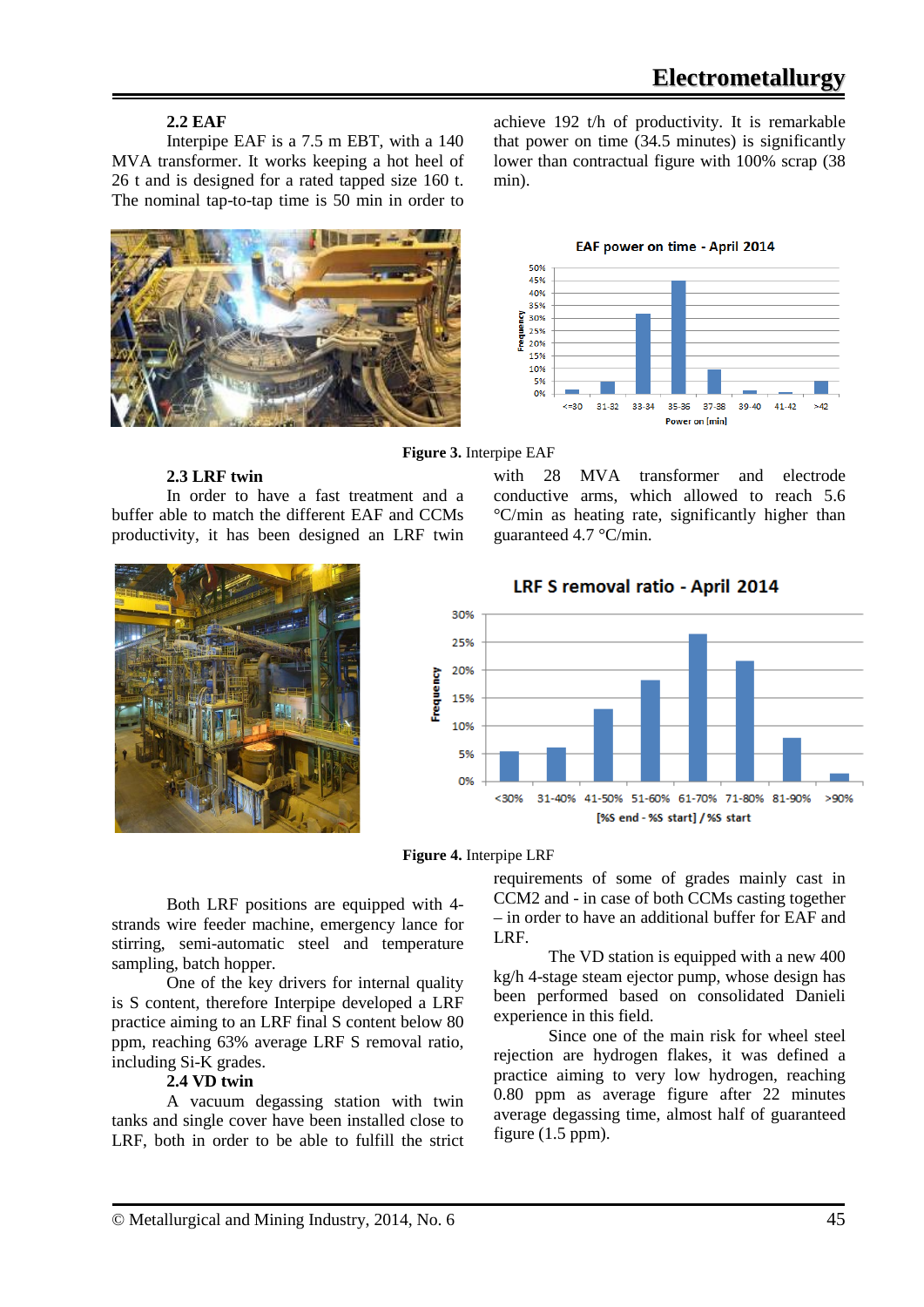### 2.2 EAF

Interpipe EAF is a 7.5 m EBT, with a 140 MVA transformer. It works keeping a hot heel of 26 t and is designed for a rated tapped size 160 t. The nominal tap-to-tap time is 50 min in order to achieve 192 t/h of productivity. It is remarkable that power on time (34.5 minutes) is significantly lower than contractual figure with 100% scrap (38 min).

**Figure 3.** Interpipe EAF

### 2.3 LRF twin

In order to have a fast treatment and a buffer able to match the different EAF and CCMs productivity, it has been designed an LRF twin with 28 MVA transformer and electrode conductive arms, which allowed to reach 5.6 °C/min as heating rate, significantly higher than guaranteed 4.7 °C/min.

**Figure 4.** Interpipe LRF

Both LRF positions are equipped with 4-strands wire feeder machine, emergency lance for stirring, semi-automatic steel and temperature sampling, batch hopper.

One of the key drivers for internal quality is S content, therefore Interpipe developed a LRF practice aiming to an LRF final S content below 80 ppm, reaching 63% average LRF S removal ratio, including Si-K grades.

### 2.4 VD twin

A vacuum degassing station with twin tanks and single cover have been installed close to LRF, both in order to be able to fulfill the strict requirements of some of grades mainly cast in CCM2 and - in case of both CCMs casting together – in order to have an additional buffer for EAF and LRF.

The VD station is equipped with a new 400 kg/h 4-stage steam ejector pump, whose design has been performed based on consolidated Danieli experience in this field.

Since one of the main risk for wheel steel rejection are hydrogen flakes, it was defined a practice aiming to very low hydrogen, reaching 0.80 ppm as average figure after 22 minutes average degassing time, almost half of guaranteed figure (1.5 ppm).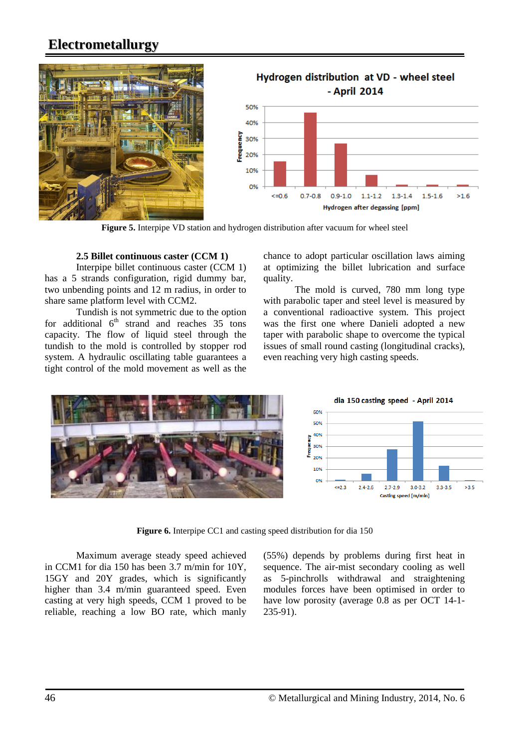Figure 5. Interpipe VD station and hydrogen distribution after vacuum for wheel steel

### 2.5 Billet continuous caster (CCM 1)

Interpipe billet continuous caster (CCM 1) has a 5 strands configuration, rigid dummy bar, two unbending points and 12 m radius, in order to share same platform level with CCM2.

Tundish is not symmetric due to the option for additional 6[th] strand and reaches 35 tons capacity. The flow of liquid steel through the tundish to the mold is controlled by stopper rod system. A hydraulic oscillating table guarantees a tight control of the mold movement as well as the chance to adopt particular oscillation laws aiming at optimizing the billet lubrication and surface quality.

The mold is curved, 780 mm long type with parabolic taper and steel level is measured by a conventional radioactive system. This project was the first one where Danieli adopted a new taper with parabolic shape to overcome the typical issues of small round casting (longitudinal cracks), even reaching very high casting speeds.

Figure 6. Interpipe CC1 and casting speed distribution for dia 150

Maximum average steady speed achieved in CCM1 for dia 150 has been 3.7 m/min for 10Y, 15GY and 20Y grades, which is significantly higher than 3.4 m/min guaranteed speed. Even casting at very high speeds, CCM 1 proved to be reliable, reaching a low BO rate, which manly (55%) depends by problems during first heat in sequence. The air-mist secondary cooling as well as 5-pinchrolls withdrawal and straightening modules forces have been optimised in order to have low porosity (average 0.8 as per OCT 14-1-235-91).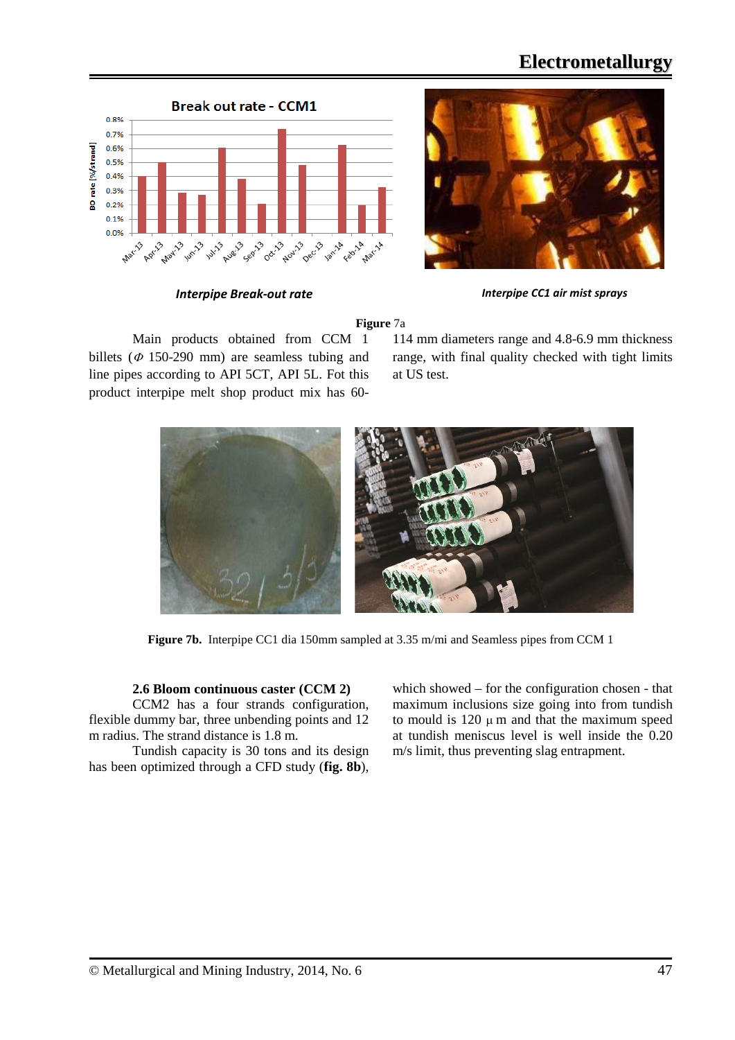Interpipe Break-out rate

Interpipe CC1 air mist sprays

**Figure** 7a

Main products obtained from CCM 1 billets (Φ 150-290 mm) are seamless tubing and line pipes according to API 5CT, API 5L. Fot this product interpipe melt shop product mix has 60-114 mm diameters range and 4.8-6.9 mm thickness range, with final quality checked with tight limits at US test.

**Figure 7b.** Interpipe CC1 dia 150mm sampled at 3.35 m/mi and Seamless pipes from CCM 1

### 2.6 Bloom continuous caster (CCM 2)

CCM2 has a four strands configuration, flexible dummy bar, three unbending points and 12 m radius. The strand distance is 1.8 m.

Tundish capacity is 30 tons and its design has been optimized through a CFD study (**fig. 8b**), which showed – for the configuration chosen - that maximum inclusions size going into from tundish to mould is 120 μ m and that the maximum speed at tundish meniscus level is well inside the 0.20 m/s limit, thus preventing slag entrapment.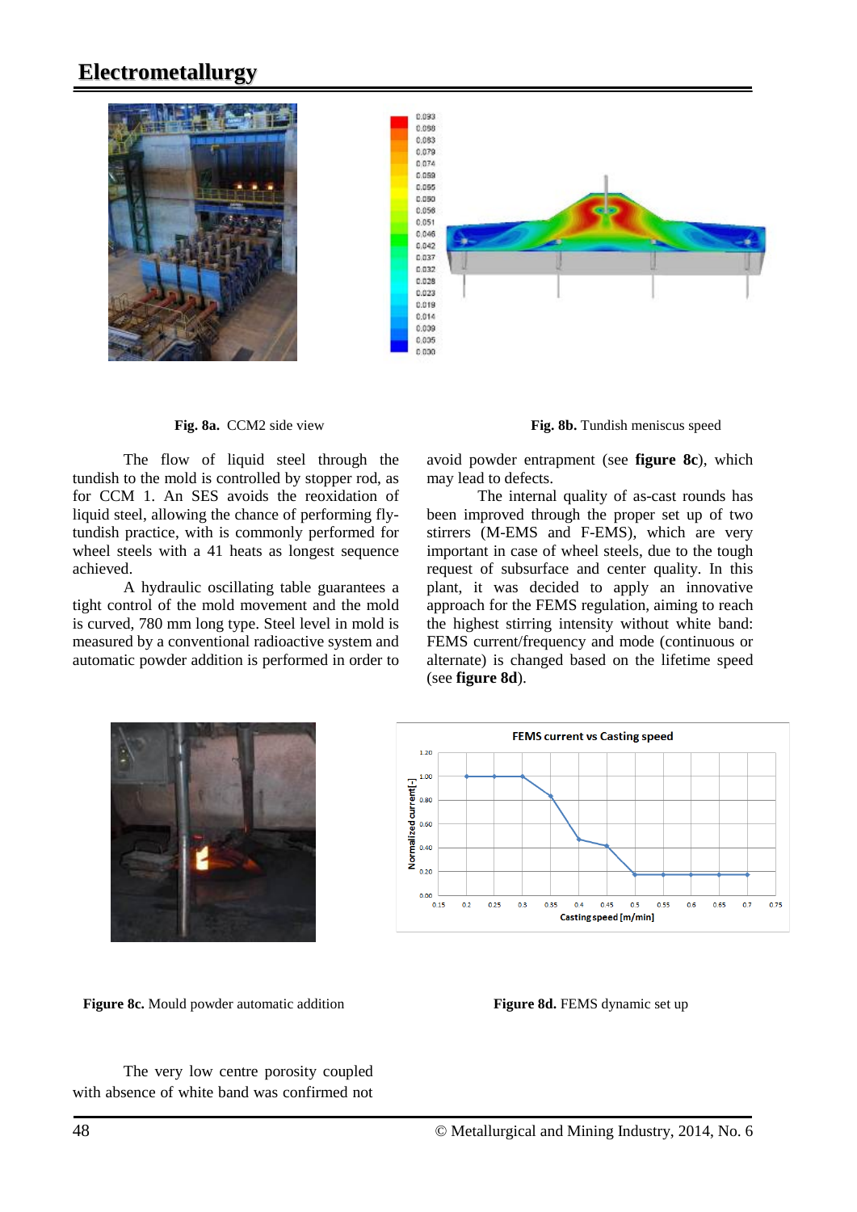Fig. 8a. CCM2 side view

Fig. 8b. Tundish meniscus speed

The flow of liquid steel through the tundish to the mold is controlled by stopper rod, as for CCM 1. An SES avoids the reoxidation of liquid steel, allowing the chance of performing fly-tundish practice, with is commonly performed for wheel steels with a 41 heats as longest sequence achieved.

A hydraulic oscillating table guarantees a tight control of the mold movement and the mold is curved, 780 mm long type. Steel level in mold is measured by a conventional radioactive system and automatic powder addition is performed in order to avoid powder entrapment (see **figure 8c**), which may lead to defects.

The internal quality of as-cast rounds has been improved through the proper set up of two stirrers (M-EMS and F-EMS), which are very important in case of wheel steels, due to the tough request of subsurface and center quality. In this plant, it was decided to apply an innovative approach for the FEMS regulation, aiming to reach the highest stirring intensity without white band: FEMS current/frequency and mode (continuous or alternate) is changed based on the lifetime speed (see **figure 8d**).

**Figure 8c.** Mould powder automatic addition

**Figure 8d.** FEMS dynamic set up

The very low centre porosity coupled with absence of white band was confirmed not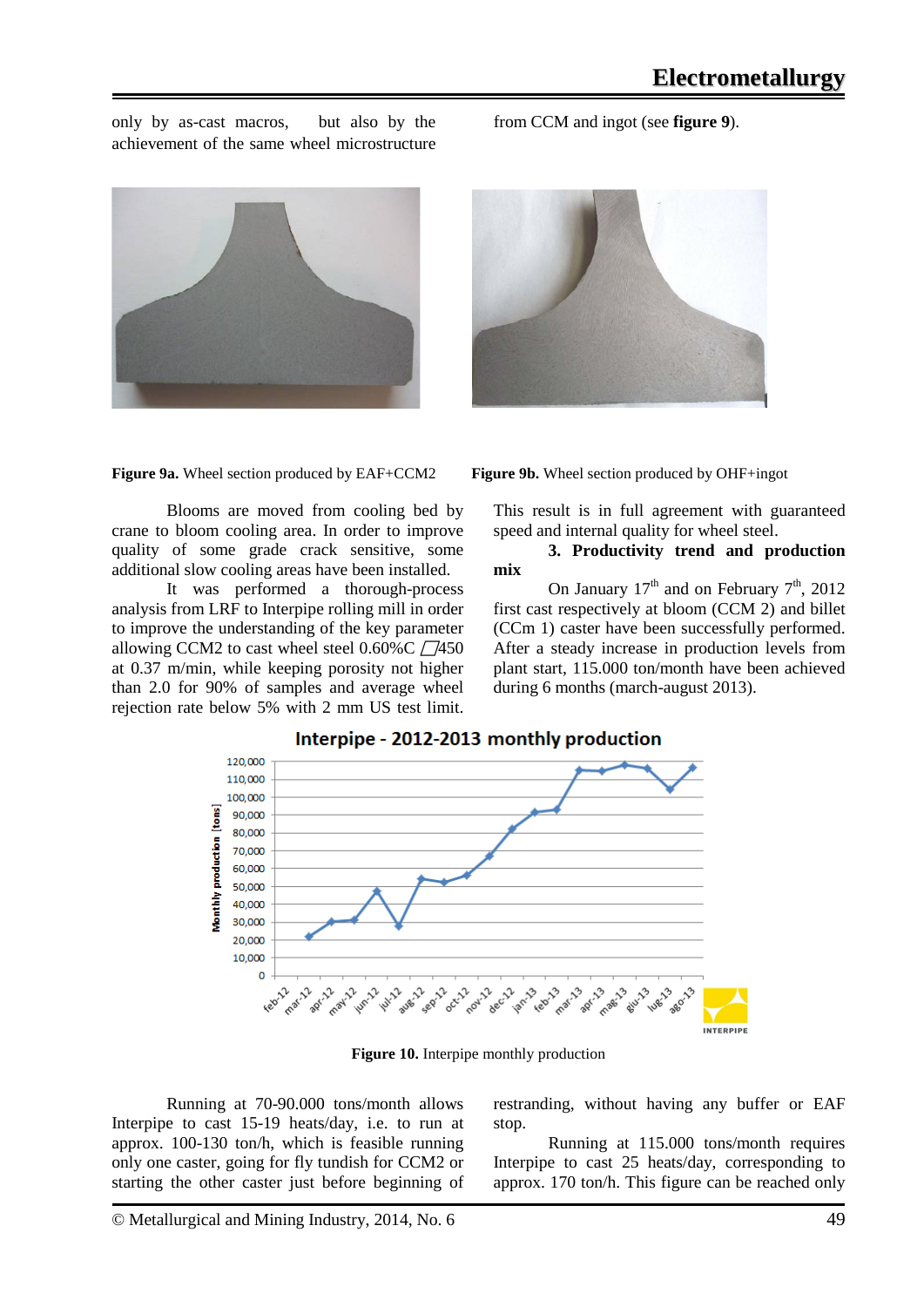only by as-cast macros, but also by the achievement of the same wheel microstructure from CCM and ingot (see **figure 9**).

**Figure 9a.** Wheel section produced by EAF+CCM2

**Figure 9b.** Wheel section produced by OHF+ingot

Blooms are moved from cooling bed by crane to bloom cooling area. In order to improve quality of some grade crack sensitive, some additional slow cooling areas have been installed.

It was performed a thorough-process analysis from LRF to Interpipe rolling mill in order to improve the understanding of the key parameter allowing CCM2 to cast wheel steel 0.60%C □450 at 0.37 m/min, while keeping porosity not higher than 2.0 for 90% of samples and average wheel rejection rate below 5% with 2 mm US test limit. This result is in full agreement with guaranteed speed and internal quality for wheel steel.

### 3. Productivity trend and production mix

On January 17th and on February 7th, 2012 first cast respectively at bloom (CCM 2) and billet (CCm 1) caster have been successfully performed. After a steady increase in production levels from plant start, 115.000 ton/month have been achieved during 6 months (march-august 2013).

**Figure 10.** Interpipe monthly production

Running at 70-90.000 tons/month allows Interpipe to cast 15-19 heats/day, i.e. to run at approx. 100-130 ton/h, which is feasible running only one caster, going for fly tundish for CCM2 or starting the other caster just before beginning of restranding, without having any buffer or EAF stop.

Running at 115.000 tons/month requires Interpipe to cast 25 heats/day, corresponding to approx. 170 ton/h. This figure can be reached only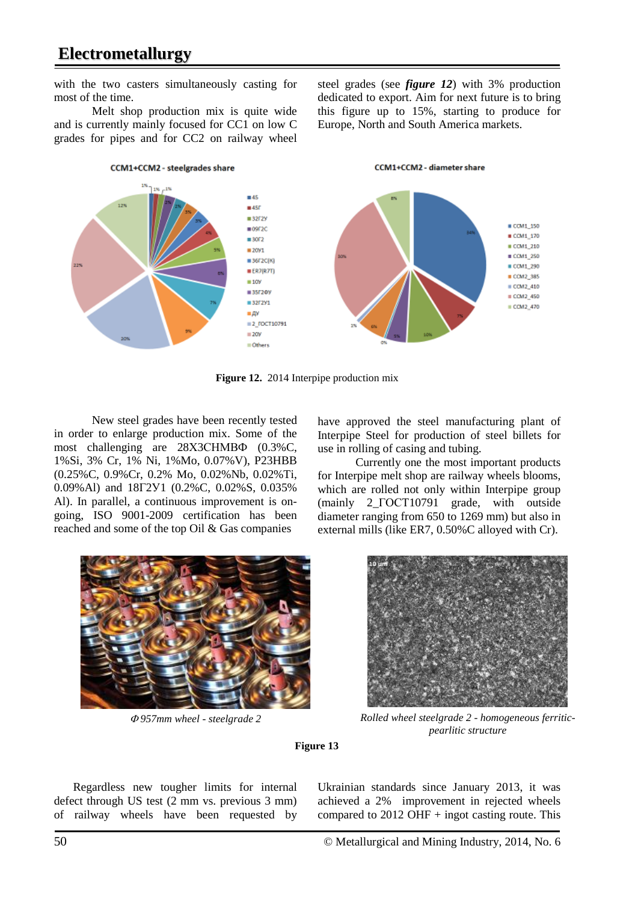with the two casters simultaneously casting for most of the time.

Melt shop production mix is quite wide and is currently mainly focused for CC1 on low C grades for pipes and for CC2 on railway wheel steel grades (see ***figure 12***) with 3% production dedicated to export. Aim for next future is to bring this figure up to 15%, starting to produce for Europe, North and South America markets.

**Figure 12.** 2014 Interpipe production mix

New steel grades have been recently tested in order to enlarge production mix. Some of the most challenging are 28Х3СНМВФ (0.3%C, 1%Si, 3% Cr, 1% Ni, 1%Mo, 0.07%V), P23HBB (0.25%C, 0.9%Cr, 0.2% Mo, 0.02%Nb, 0.02%Ti, 0.09%Al) and 18Г2У1 (0.2%C, 0.02%S, 0.035% Al). In parallel, a continuous improvement is on-going, ISO 9001-2009 certification has been reached and some of the top Oil & Gas companies have approved the steel manufacturing plant of Interpipe Steel for production of steel billets for use in rolling of casing and tubing.

Currently one the most important products for Interpipe melt shop are railway wheels blooms, which are rolled not only within Interpipe group (mainly 2_ГОСТ10791 grade, with outside diameter ranging from 650 to 1269 mm) but also in external mills (like ER7, 0.50%C alloyed with Cr).

*Φ 957mm wheel - steelgrade 2*

*Rolled wheel steelgrade 2 - homogeneous ferritic-pearlitic structure*

**Figure 13**

Regardless new tougher limits for internal defect through US test (2 mm vs. previous 3 mm) of railway wheels have been requested by Ukrainian standards since January 2013, it was achieved a 2% improvement in rejected wheels compared to 2012 OHF + ingot casting route. This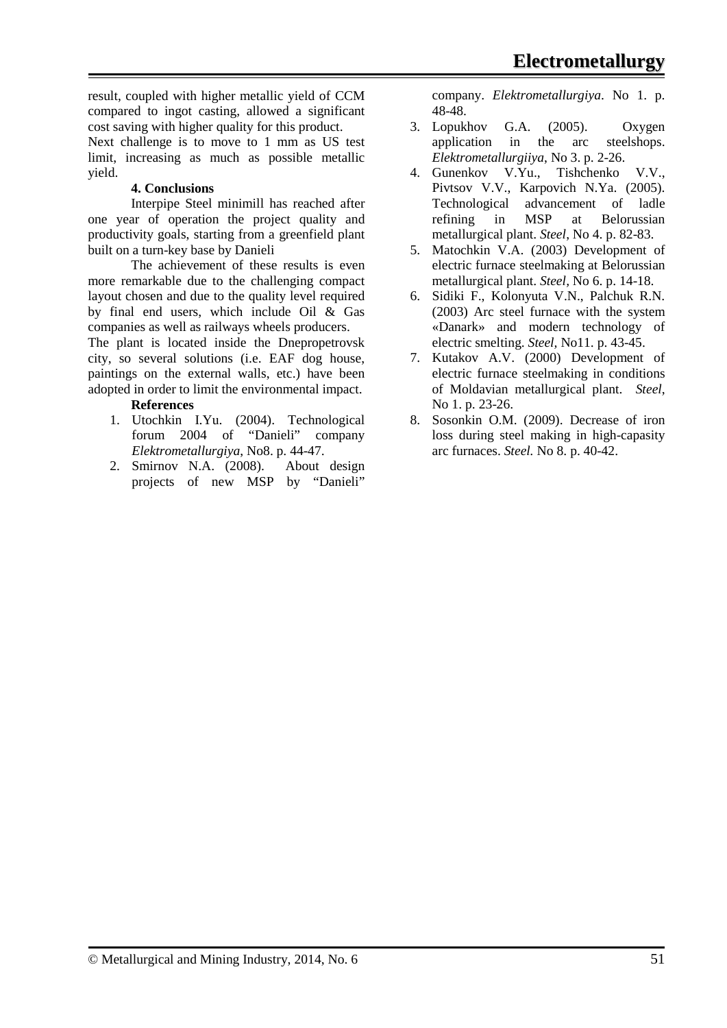result, coupled with higher metallic yield of CCM compared to ingot casting, allowed a significant cost saving with higher quality for this product.

Next challenge is to move to 1 mm as US test limit, increasing as much as possible metallic yield.

### 4. Conclusions

Interpipe Steel minimill has reached after one year of operation the project quality and productivity goals, starting from a greenfield plant built on a turn-key base by Danieli

The achievement of these results is even more remarkable due to the challenging compact layout chosen and due to the quality level required by final end users, which include Oil & Gas companies as well as railways wheels producers.

The plant is located inside the Dnepropetrovsk city, so several solutions (i.e. EAF dog house, paintings on the external walls, etc.) have been adopted in order to limit the environmental impact.

### References

1. Utochkin I.Yu. (2004). Technological forum 2004 of "Danieli" company *Elektrometallurgiya*, No8. p. 44-47.
2. Smirnov N.A. (2008). About design projects of new MSP by "Danieli" company. *Elektrometallurgiya*. No 1. p. 48-48.
3. Lopukhov G.A. (2005). Oxygen application in the arc steelshops. *Elektrometallurgiiya*, No 3. p. 2-26.
4. Gunenkov V.Yu., Tishchenko V.V., Pivtsov V.V., Karpovich N.Ya. (2005). Technological advancement of ladle refining in MSP at Belorussian metallurgical plant. *Steel*, No 4. p. 82-83.
5. Matochkin V.A. (2003) Development of electric furnace steelmaking at Belorussian metallurgical plant. *Steel*, No 6. p. 14-18.
6. Sidiki F., Kolonyuta V.N., Palchuk R.N. (2003) Arc steel furnace with the system «Danark» and modern technology of electric smelting. *Steel*, No11. p. 43-45.
7. Kutakov A.V. (2000) Development of electric furnace steelmaking in conditions of Moldavian metallurgical plant. *Steel*, No 1. p. 23-26.
8. Sosonkin O.M. (2009). Decrease of iron loss during steel making in high-capasity arc furnaces. *Steel.* No 8. p. 40-42.